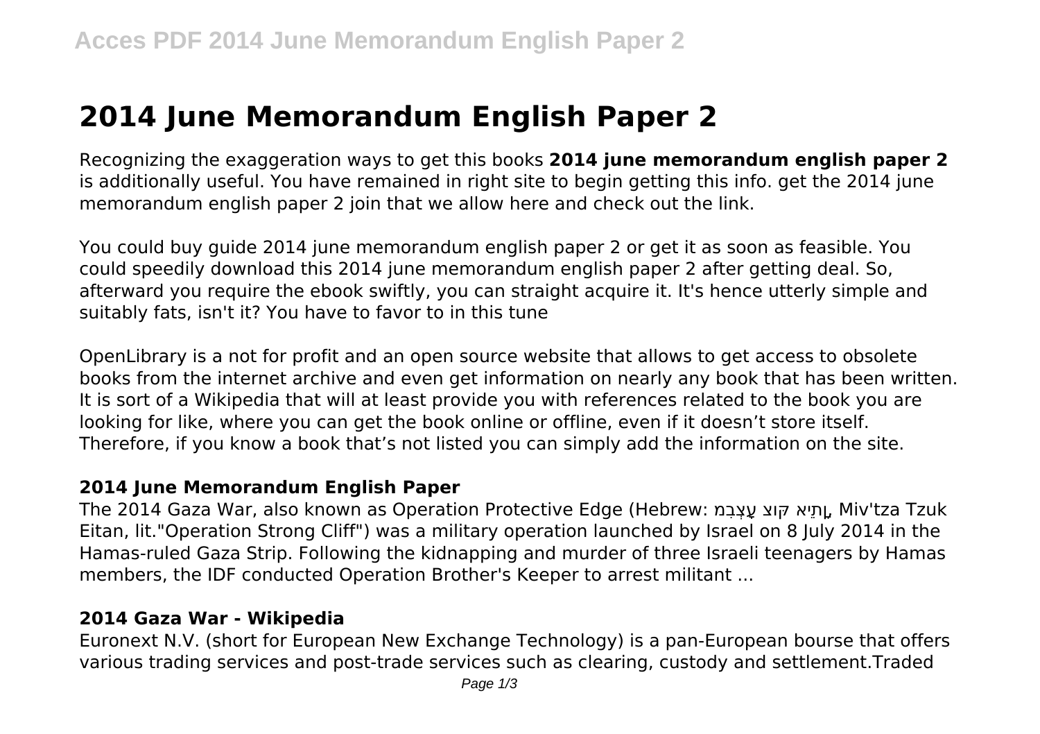# 2014 June Memorandum English Paper 2

Recognizing the exaggeration ways to get this books **2014 june memorandum english paper 2** is additionally useful. You have remained in right site to begin getting this info. get the 2014 june memorandum english paper 2 join that we allow here and check out the link.

You could buy guide 2014 june memorandum english paper 2 or get it as soon as feasible. You could speedily download this 2014 june memorandum english paper 2 after getting deal. So, afterward you require the ebook swiftly, you can straight acquire it. It's hence utterly simple and suitably fats, isn't it? You have to favor to in this tune

OpenLibrary is a not for profit and an open source website that allows to get access to obsolete books from the internet archive and even get information on nearly any book that has been written. It is sort of a Wikipedia that will at least provide you with references related to the book you are looking for like, where you can get the book online or offline, even if it doesn't store itself. Therefore, if you know a book that's not listed you can simply add the information on the site.

### 2014 June Memorandum English Paper

The 2014 Gaza War, also known as Operation Protective Edge (Hebrew: מִבְצָע צוּק אֵיתָן, Miv'tza Tzuk Eitan, lit."Operation Strong Cliff") was a military operation launched by Israel on 8 July 2014 in the Hamas-ruled Gaza Strip. Following the kidnapping and murder of three Israeli teenagers by Hamas members, the IDF conducted Operation Brother's Keeper to arrest militant ...

### 2014 Gaza War - Wikipedia

Euronext N.V. (short for European New Exchange Technology) is a pan-European bourse that offers various trading services and post-trade services such as clearing, custody and settlement.Traded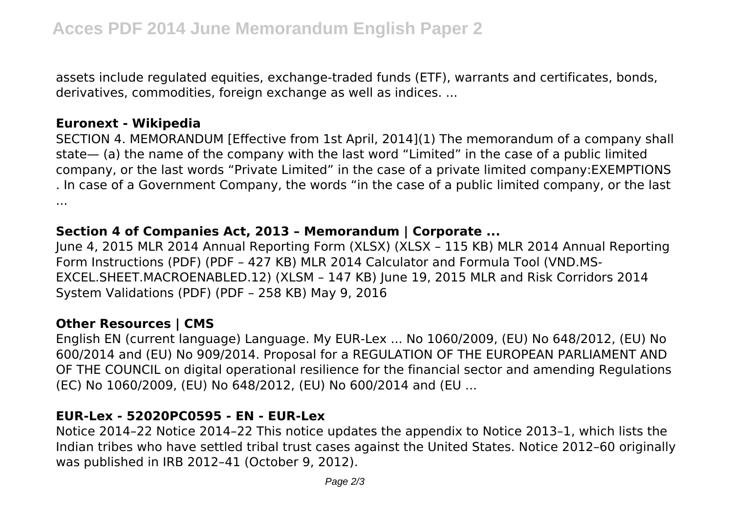assets include regulated equities, exchange-traded funds (ETF), warrants and certificates, bonds, derivatives, commodities, foreign exchange as well as indices. ...

**Euronext - Wikipedia**

SECTION 4. MEMORANDUM [Effective from 1st April, 2014](1) The memorandum of a company shall state— (a) the name of the company with the last word "Limited" in the case of a public limited company, or the last words "Private Limited" in the case of a private limited company:EXEMPTIONS . In case of a Government Company, the words "in the case of a public limited company, or the last ...

**Section 4 of Companies Act, 2013 – Memorandum | Corporate ...**

June 4, 2015 MLR 2014 Annual Reporting Form (XLSX) (XLSX – 115 KB) MLR 2014 Annual Reporting Form Instructions (PDF) (PDF – 427 KB) MLR 2014 Calculator and Formula Tool (VND.MS-EXCEL.SHEET.MACROENABLED.12) (XLSM – 147 KB) June 19, 2015 MLR and Risk Corridors 2014 System Validations (PDF) (PDF – 258 KB) May 9, 2016

**Other Resources | CMS**

English EN (current language) Language. My EUR-Lex ... No 1060/2009, (EU) No 648/2012, (EU) No 600/2014 and (EU) No 909/2014. Proposal for a REGULATION OF THE EUROPEAN PARLIAMENT AND OF THE COUNCIL on digital operational resilience for the financial sector and amending Regulations (EC) No 1060/2009, (EU) No 648/2012, (EU) No 600/2014 and (EU ...

**EUR-Lex - 52020PC0595 - EN - EUR-Lex**

Notice 2014–22 Notice 2014–22 This notice updates the appendix to Notice 2013–1, which lists the Indian tribes who have settled tribal trust cases against the United States. Notice 2012–60 originally was published in IRB 2012–41 (October 9, 2012).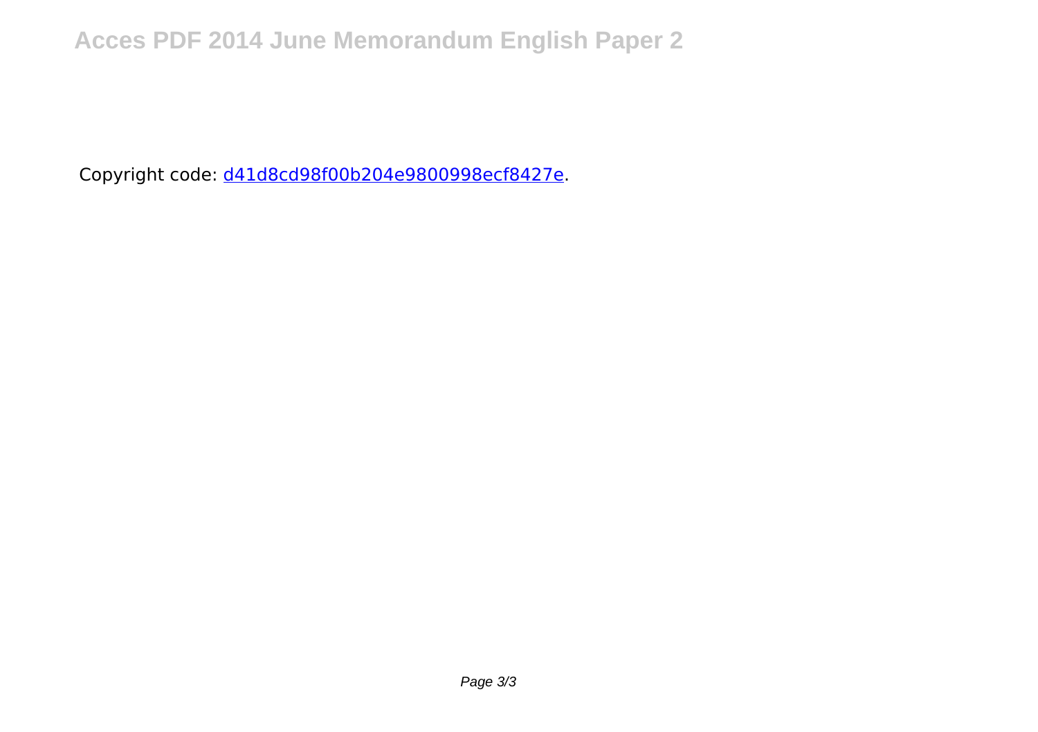Copyright code: [d41d8cd98f00b204e9800998ecf8427e](d41d8cd98f00b204e9800998ecf8427e).